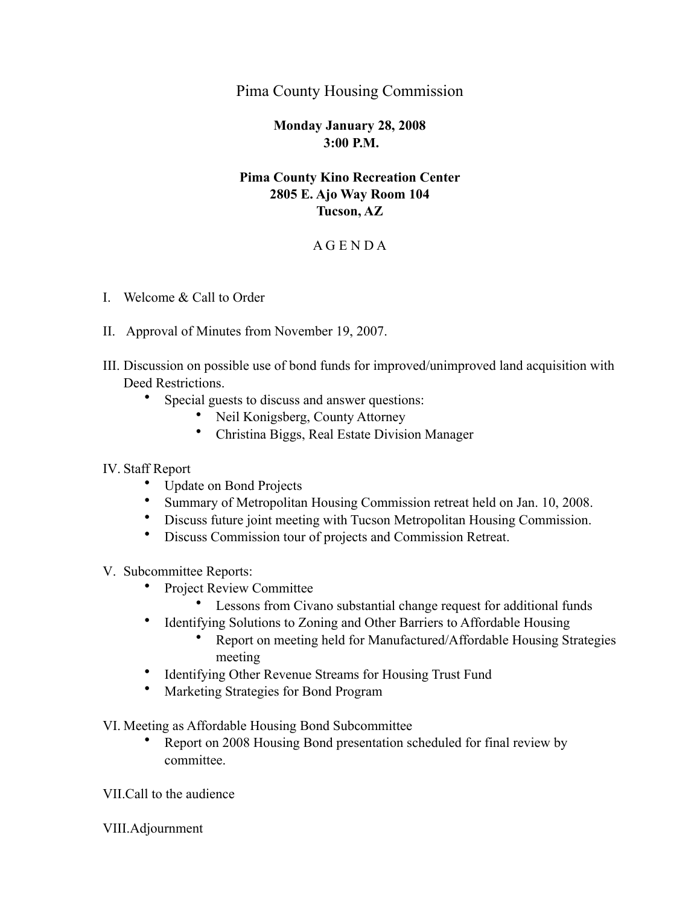# Pima County Housing Commission

**Monday January 28, 2008**
**3:00 P.M.**

**Pima County Kino Recreation Center**
**2805 E. Ajo Way Room 104**
**Tucson, AZ**

## A G E N D A

I. Welcome & Call to Order

II. Approval of Minutes from November 19, 2007.

III. Discussion on possible use of bond funds for improved/unimproved land acquisition with Deed Restrictions.
- Special guests to discuss and answer questions:
  - Neil Konigsberg, County Attorney
  - Christina Biggs, Real Estate Division Manager

IV. Staff Report
- Update on Bond Projects
- Summary of Metropolitan Housing Commission retreat held on Jan. 10, 2008.
- Discuss future joint meeting with Tucson Metropolitan Housing Commission.
- Discuss Commission tour of projects and Commission Retreat.

V. Subcommittee Reports:
- Project Review Committee
  - Lessons from Civano substantial change request for additional funds
- Identifying Solutions to Zoning and Other Barriers to Affordable Housing
  - Report on meeting held for Manufactured/Affordable Housing Strategies meeting
- Identifying Other Revenue Streams for Housing Trust Fund
- Marketing Strategies for Bond Program

VI. Meeting as Affordable Housing Bond Subcommittee
- Report on 2008 Housing Bond presentation scheduled for final review by committee.

VII. Call to the audience

VIII. Adjournment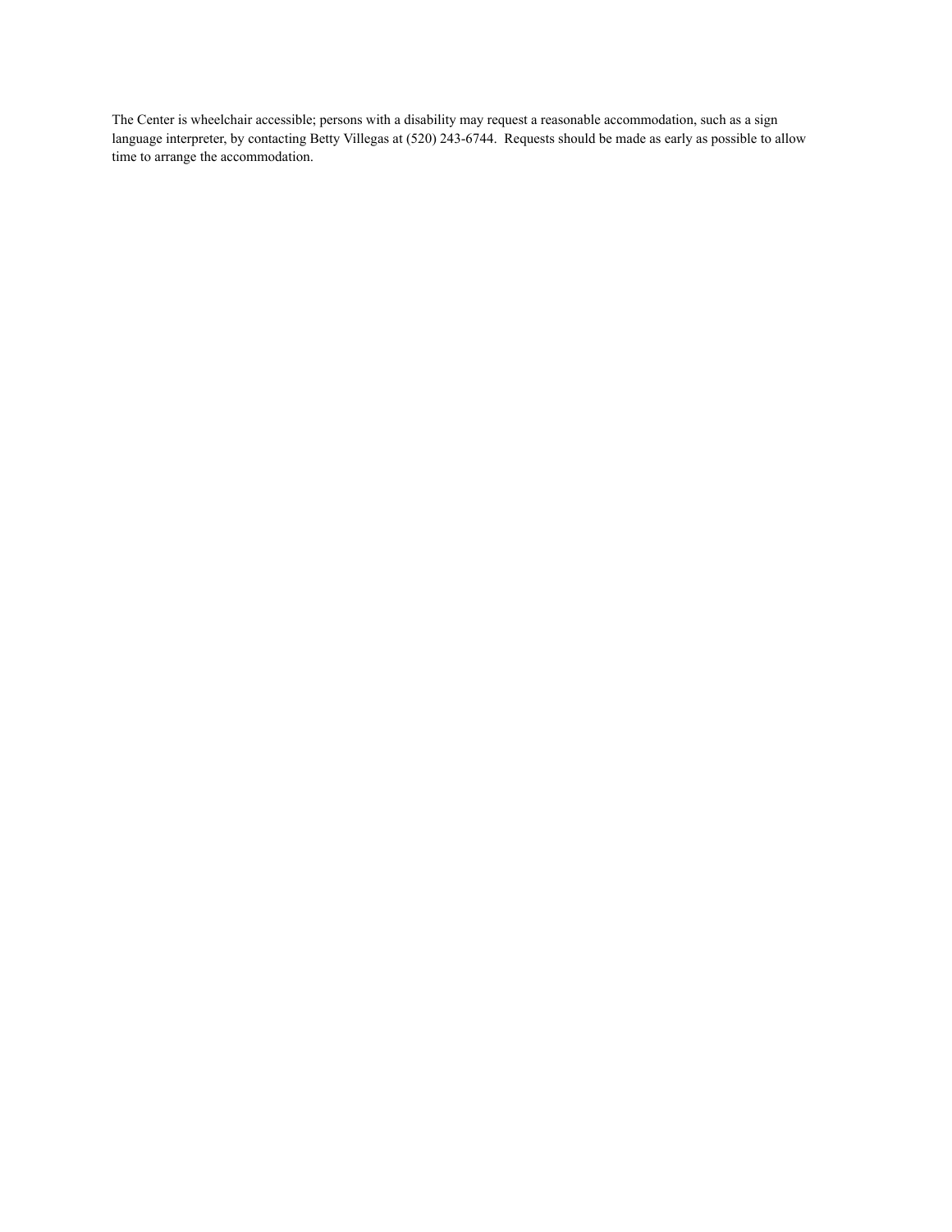The Center is wheelchair accessible; persons with a disability may request a reasonable accommodation, such as a sign language interpreter, by contacting Betty Villegas at (520) 243-6744. Requests should be made as early as possible to allow time to arrange the accommodation.